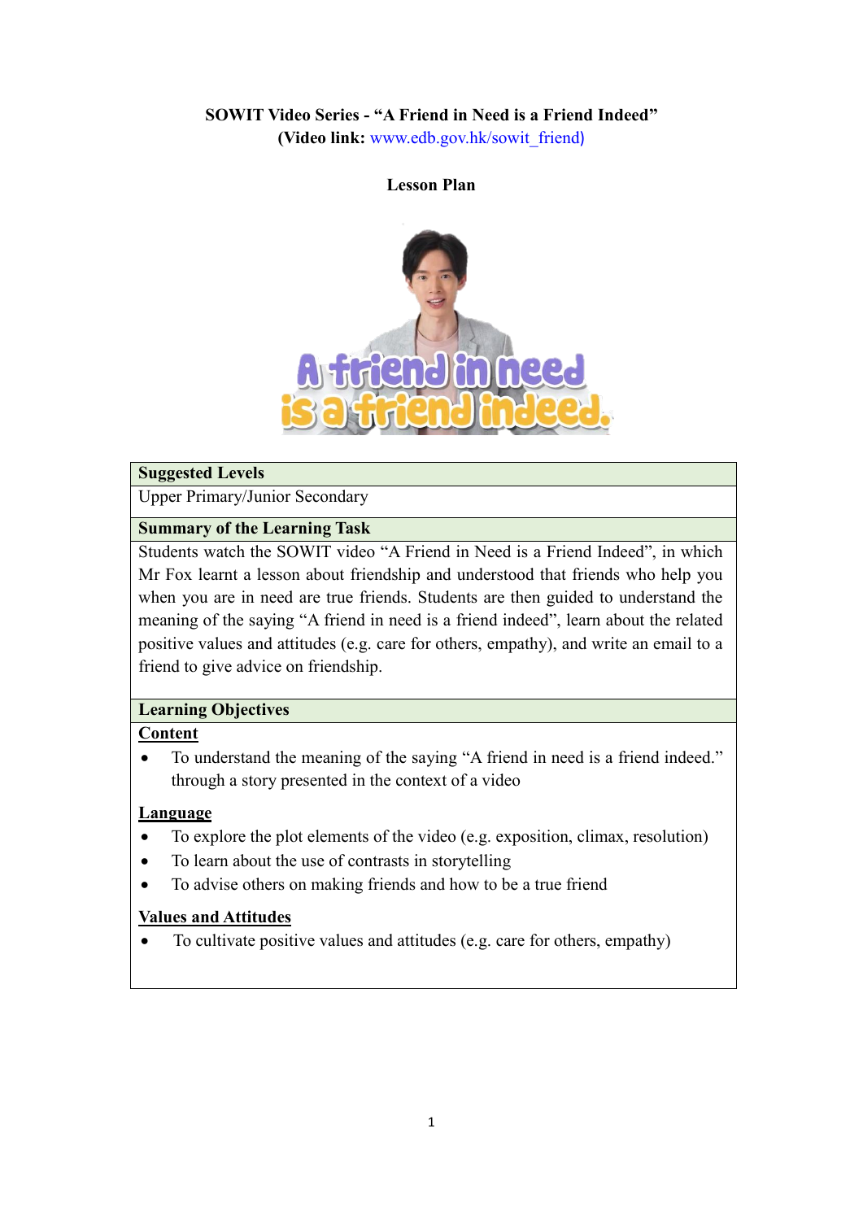**SOWIT Video Series - "A Friend in Need is a Friend Indeed"**
**(Video link:** www.edb.gov.hk/sowit_friend**)**

**Lesson Plan**

| **Suggested Levels** |
|---|
| Upper Primary/Junior Secondary |
| **Summary of the Learning Task** |
| Students watch the SOWIT video "A Friend in Need is a Friend Indeed", in which Mr Fox learnt a lesson about friendship and understood that friends who help you when you are in need are true friends. Students are then guided to understand the meaning of the saying "A friend in need is a friend indeed", learn about the related positive values and attitudes (e.g. care for others, empathy), and write an email to a friend to give advice on friendship. |
| **Learning Objectives** |
| <u>**Content**</u><br>• To understand the meaning of the saying "A friend in need is a friend indeed." through a story presented in the context of a video<br><br><u>**Language**</u><br>• To explore the plot elements of the video (e.g. exposition, climax, resolution)<br>• To learn about the use of contrasts in storytelling<br>• To advise others on making friends and how to be a true friend<br><br><u>**Values and Attitudes**</u><br>• To cultivate positive values and attitudes (e.g. care for others, empathy) |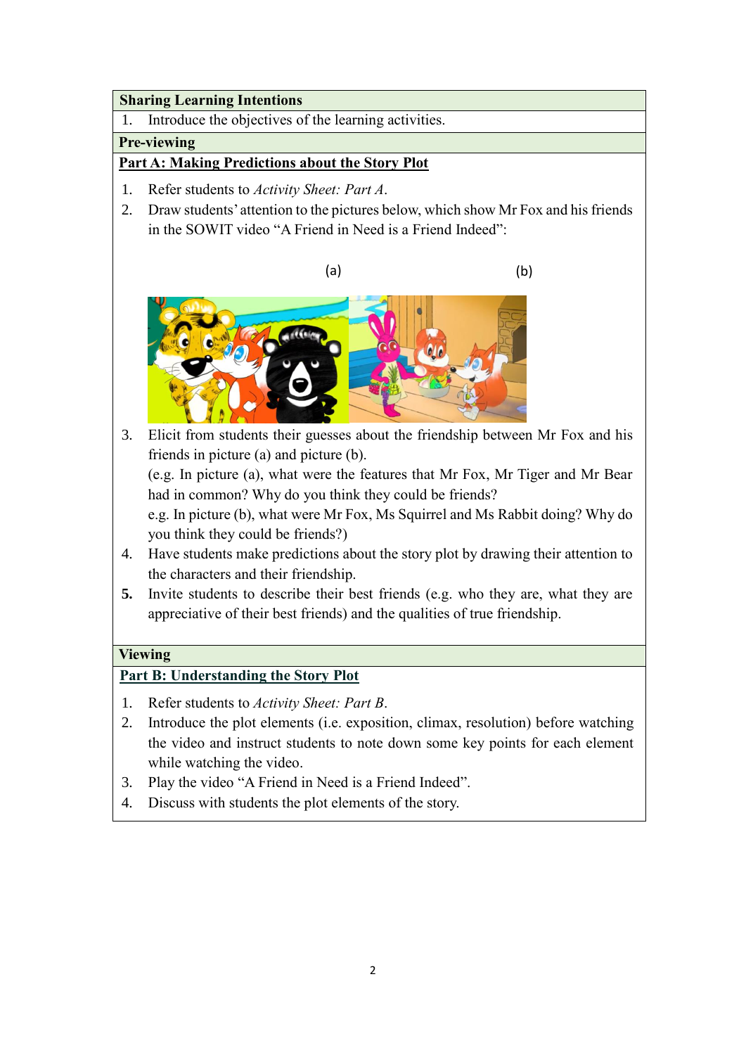**Sharing Learning Intentions**

1. Introduce the objectives of the learning activities.

**Pre-viewing**

**Part A: Making Predictions about the Story Plot**

1. Refer students to *Activity Sheet: Part A*.
2. Draw students' attention to the pictures below, which show Mr Fox and his friends in the SOWIT video "A Friend in Need is a Friend Indeed":

(a) (b)

3. Elicit from students their guesses about the friendship between Mr Fox and his friends in picture (a) and picture (b).
   (e.g. In picture (a), what were the features that Mr Fox, Mr Tiger and Mr Bear had in common? Why do you think they could be friends?
   e.g. In picture (b), what were Mr Fox, Ms Squirrel and Ms Rabbit doing? Why do you think they could be friends?)
4. Have students make predictions about the story plot by drawing their attention to the characters and their friendship.
5. Invite students to describe their best friends (e.g. who they are, what they are appreciative of their best friends) and the qualities of true friendship.

**Viewing**

**Part B: Understanding the Story Plot**

1. Refer students to *Activity Sheet: Part B*.
2. Introduce the plot elements (i.e. exposition, climax, resolution) before watching the video and instruct students to note down some key points for each element while watching the video.
3. Play the video "A Friend in Need is a Friend Indeed".
4. Discuss with students the plot elements of the story.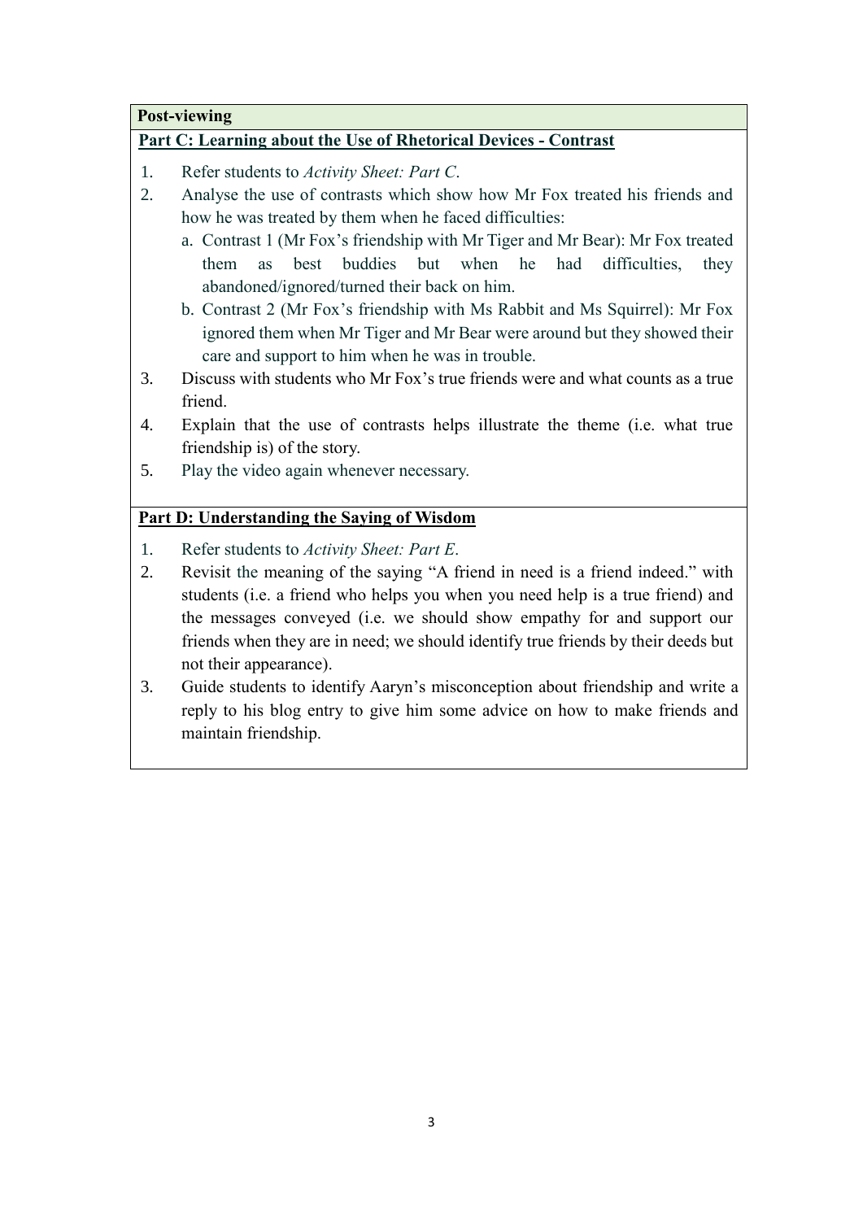**Post-viewing**

**Part C: Learning about the Use of Rhetorical Devices - Contrast**

1. Refer students to *Activity Sheet: Part C*.
2. Analyse the use of contrasts which show how Mr Fox treated his friends and how he was treated by them when he faced difficulties:
   a. Contrast 1 (Mr Fox's friendship with Mr Tiger and Mr Bear): Mr Fox treated them as best buddies but when he had difficulties, they abandoned/ignored/turned their back on him.
   b. Contrast 2 (Mr Fox's friendship with Ms Rabbit and Ms Squirrel): Mr Fox ignored them when Mr Tiger and Mr Bear were around but they showed their care and support to him when he was in trouble.
3. Discuss with students who Mr Fox's true friends were and what counts as a true friend.
4. Explain that the use of contrasts helps illustrate the theme (i.e. what true friendship is) of the story.
5. Play the video again whenever necessary.

**Part D: Understanding the Saying of Wisdom**

1. Refer students to *Activity Sheet: Part E*.
2. Revisit the meaning of the saying "A friend in need is a friend indeed." with students (i.e. a friend who helps you when you need help is a true friend) and the messages conveyed (i.e. we should show empathy for and support our friends when they are in need; we should identify true friends by their deeds but not their appearance).
3. Guide students to identify Aaryn's misconception about friendship and write a reply to his blog entry to give him some advice on how to make friends and maintain friendship.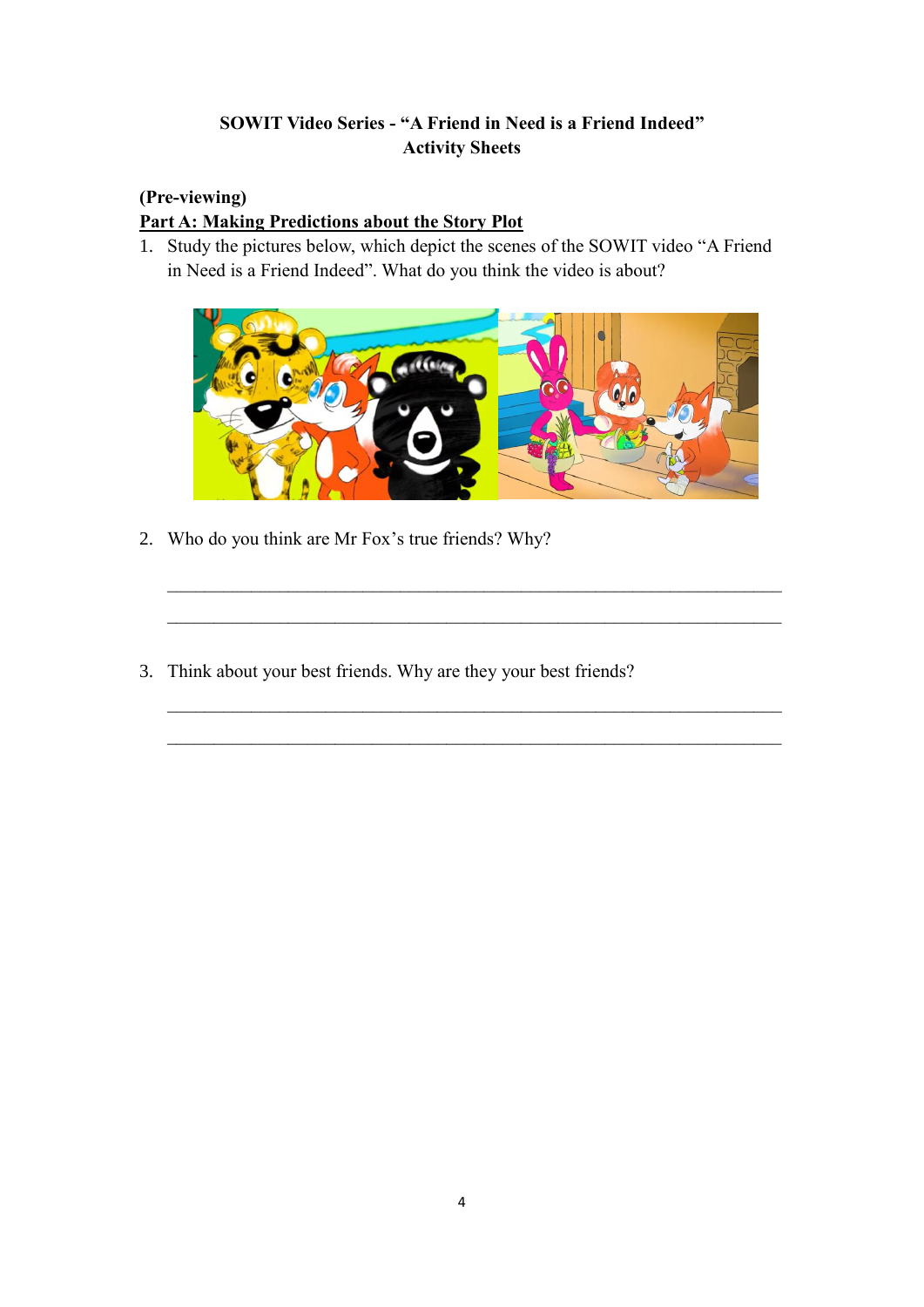**SOWIT Video Series - "A Friend in Need is a Friend Indeed"**
**Activity Sheets**

**(Pre-viewing)**

**Part A: Making Predictions about the Story Plot**

1. Study the pictures below, which depict the scenes of the SOWIT video "A Friend in Need is a Friend Indeed". What do you think the video is about?

2. Who do you think are Mr Fox's true friends? Why?

_______________________________________________________________

_______________________________________________________________

3. Think about your best friends. Why are they your best friends?

_______________________________________________________________

_______________________________________________________________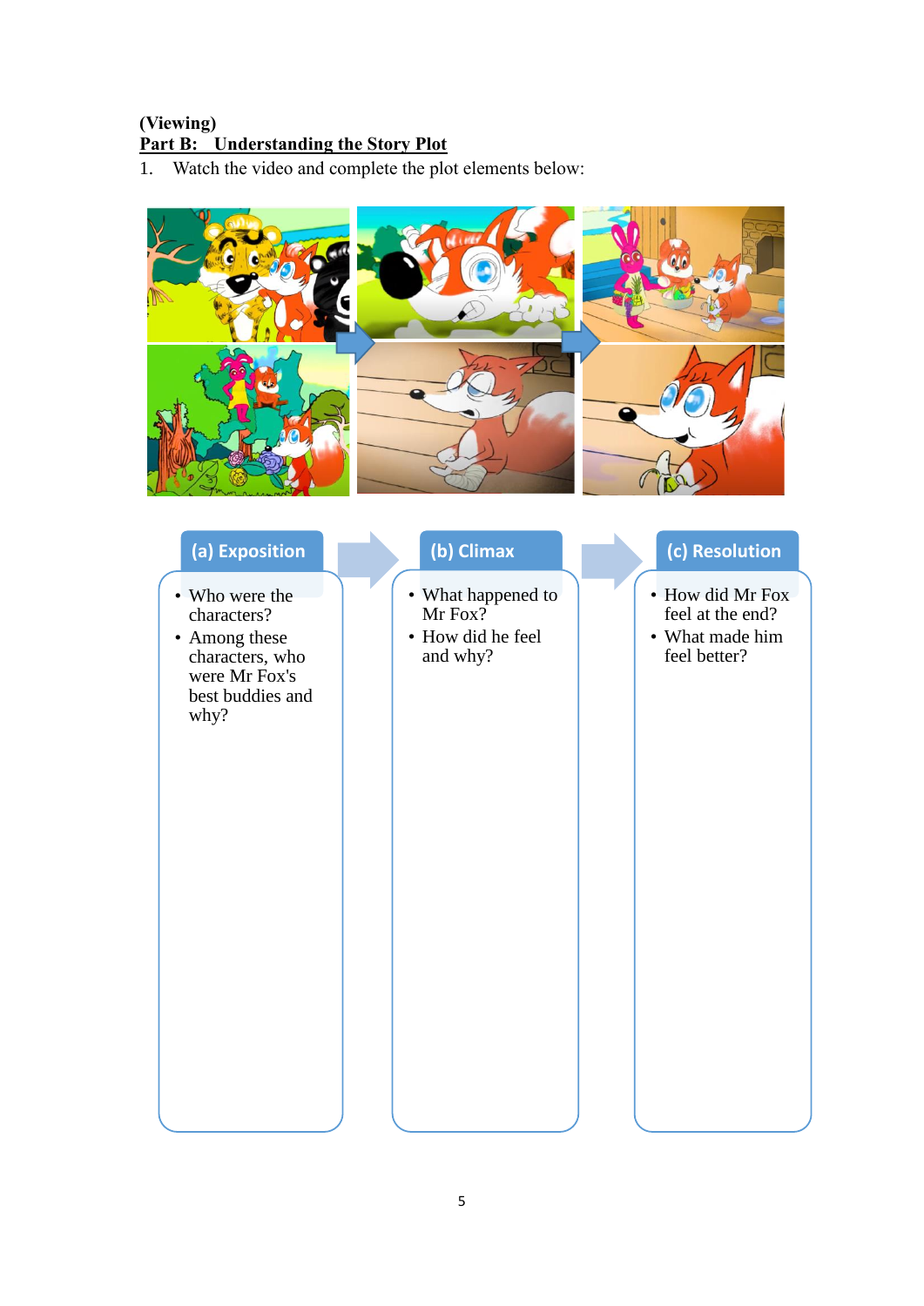(Viewing)

**Part B: Understanding the Story Plot**

1. Watch the video and complete the plot elements below:

**(a) Exposition**

- Who were the characters?
- Among these characters, who were Mr Fox's best buddies and why?

**(b) Climax**

- What happened to Mr Fox?
- How did he feel and why?

**(c) Resolution**

- How did Mr Fox feel at the end?
- What made him feel better?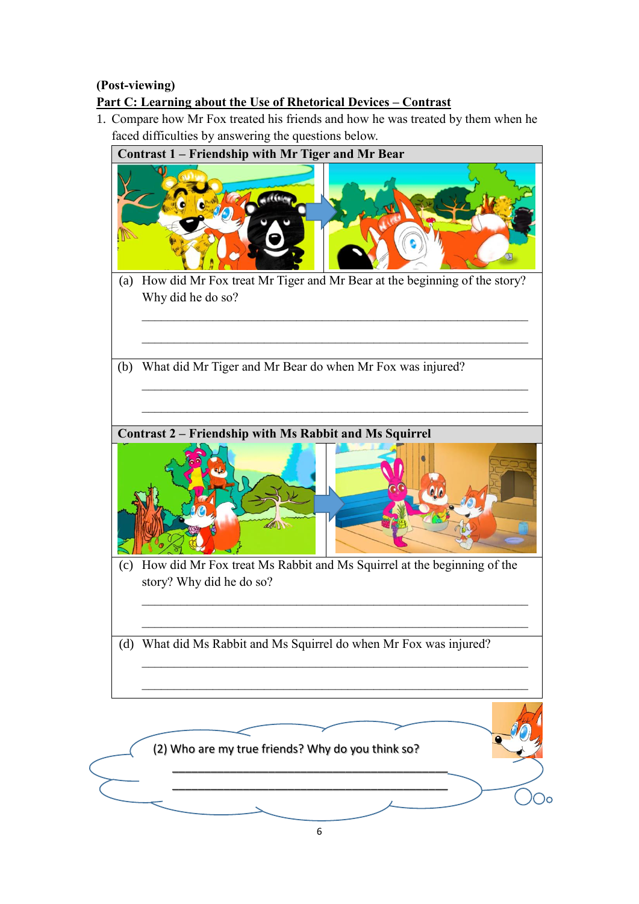**(Post-viewing)**

**Part C: Learning about the Use of Rhetorical Devices – Contrast**

1. Compare how Mr Fox treated his friends and how he was treated by them when he faced difficulties by answering the questions below.

| **Contrast 1 – Friendship with Mr Tiger and Mr Bear** |
|---|
| (a) How did Mr Fox treat Mr Tiger and Mr Bear at the beginning of the story? Why did he do so?<br>\_\_\_\_\_\_\_\_\_\_\_\_\_\_\_\_\_\_\_\_\_\_\_\_\_\_\_\_\_\_\_\_\_\_\_\_\_\_\_\_\_\_\_\_\_\_\_\_\_\_\_\_\_\_\_\_<br>\_\_\_\_\_\_\_\_\_\_\_\_\_\_\_\_\_\_\_\_\_\_\_\_\_\_\_\_\_\_\_\_\_\_\_\_\_\_\_\_\_\_\_\_\_\_\_\_\_\_\_\_\_\_\_\_ |
| (b) What did Mr Tiger and Mr Bear do when Mr Fox was injured?<br>\_\_\_\_\_\_\_\_\_\_\_\_\_\_\_\_\_\_\_\_\_\_\_\_\_\_\_\_\_\_\_\_\_\_\_\_\_\_\_\_\_\_\_\_\_\_\_\_\_\_\_\_\_\_\_\_<br>\_\_\_\_\_\_\_\_\_\_\_\_\_\_\_\_\_\_\_\_\_\_\_\_\_\_\_\_\_\_\_\_\_\_\_\_\_\_\_\_\_\_\_\_\_\_\_\_\_\_\_\_\_\_\_\_ |
| **Contrast 2 – Friendship with Ms Rabbit and Ms Squirrel** |
| (c) How did Mr Fox treat Ms Rabbit and Ms Squirrel at the beginning of the story? Why did he do so?<br>\_\_\_\_\_\_\_\_\_\_\_\_\_\_\_\_\_\_\_\_\_\_\_\_\_\_\_\_\_\_\_\_\_\_\_\_\_\_\_\_\_\_\_\_\_\_\_\_\_\_\_\_\_\_\_\_<br>\_\_\_\_\_\_\_\_\_\_\_\_\_\_\_\_\_\_\_\_\_\_\_\_\_\_\_\_\_\_\_\_\_\_\_\_\_\_\_\_\_\_\_\_\_\_\_\_\_\_\_\_\_\_\_\_ |
| (d) What did Ms Rabbit and Ms Squirrel do when Mr Fox was injured?<br>\_\_\_\_\_\_\_\_\_\_\_\_\_\_\_\_\_\_\_\_\_\_\_\_\_\_\_\_\_\_\_\_\_\_\_\_\_\_\_\_\_\_\_\_\_\_\_\_\_\_\_\_\_\_\_\_<br>\_\_\_\_\_\_\_\_\_\_\_\_\_\_\_\_\_\_\_\_\_\_\_\_\_\_\_\_\_\_\_\_\_\_\_\_\_\_\_\_\_\_\_\_\_\_\_\_\_\_\_\_\_\_\_\_ |

(2) Who are my true friends? Why do you think so?

\_\_\_\_\_\_\_\_\_\_\_\_\_\_\_\_\_\_\_\_\_\_\_\_\_\_\_\_\_\_\_\_\_\_\_\_\_\_\_\_\_\_\_\_\_\_\_\_\_\_

\_\_\_\_\_\_\_\_\_\_\_\_\_\_\_\_\_\_\_\_\_\_\_\_\_\_\_\_\_\_\_\_\_\_\_\_\_\_\_\_\_\_\_\_\_\_\_\_\_\_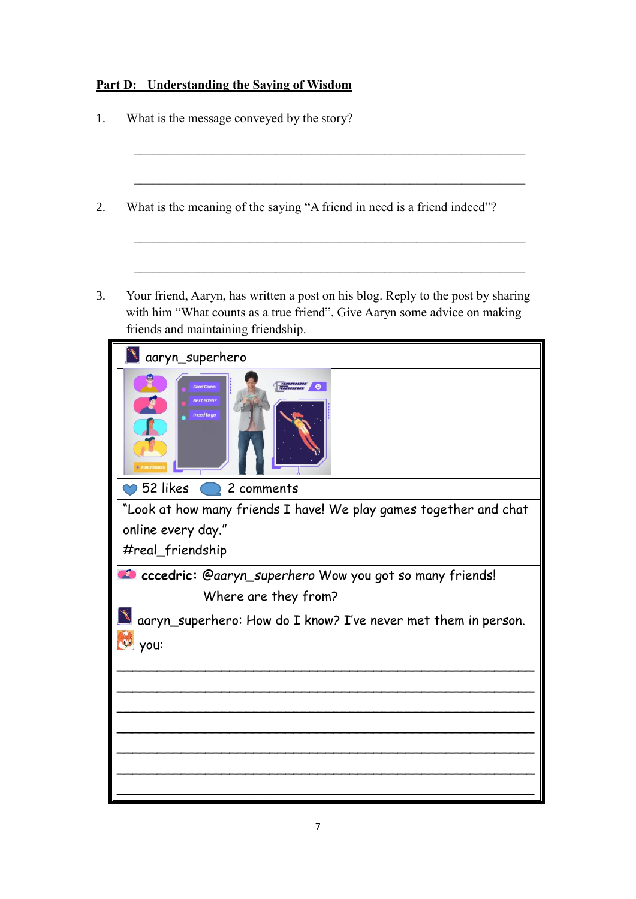## Part D: Understanding the Saying of Wisdom

1. What is the message conveyed by the story?

_______________________________________________________________

_______________________________________________________________

2. What is the meaning of the saying "A friend in need is a friend indeed"?

_______________________________________________________________

_______________________________________________________________

3. Your friend, Aaryn, has written a post on his blog. Reply to the post by sharing with him "What counts as a true friend". Give Aaryn some advice on making friends and maintaining friendship.

aaryn_superhero

52 likes 2 comments

"Look at how many friends I have! We play games together and chat online every day."
#real_friendship

**cccedric:** *@aaryn_superhero* Wow you got so many friends! Where are they from?

aaryn_superhero: How do I know? I've never met them in person.

you:

_______________________________________________________________

_______________________________________________________________

_______________________________________________________________

_______________________________________________________________

_______________________________________________________________

_______________________________________________________________

_______________________________________________________________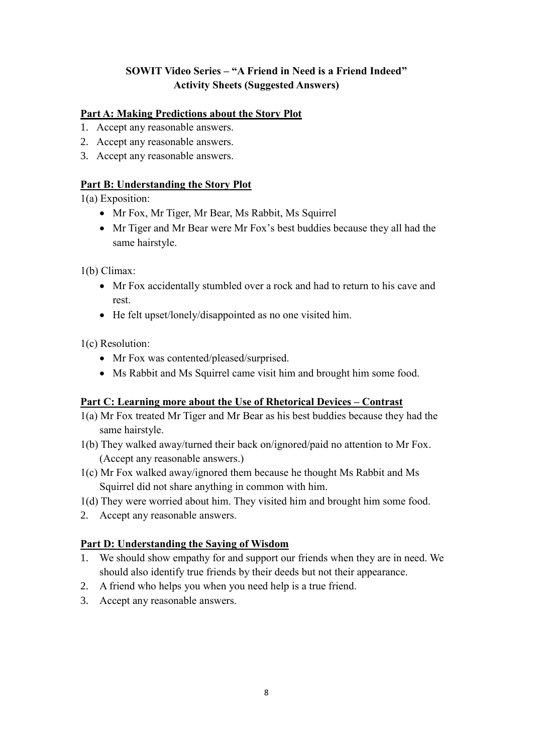# SOWIT Video Series – "A Friend in Need is a Friend Indeed"
## Activity Sheets (Suggested Answers)

**Part A: Making Predictions about the Story Plot**

1. Accept any reasonable answers.
2. Accept any reasonable answers.
3. Accept any reasonable answers.

**Part B: Understanding the Story Plot**

1(a) Exposition:

- Mr Fox, Mr Tiger, Mr Bear, Ms Rabbit, Ms Squirrel
- Mr Tiger and Mr Bear were Mr Fox's best buddies because they all had the same hairstyle.

1(b) Climax:

- Mr Fox accidentally stumbled over a rock and had to return to his cave and rest.
- He felt upset/lonely/disappointed as no one visited him.

1(c) Resolution:

- Mr Fox was contented/pleased/surprised.
- Ms Rabbit and Ms Squirrel came visit him and brought him some food.

**Part C: Learning more about the Use of Rhetorical Devices – Contrast**

1(a) Mr Fox treated Mr Tiger and Mr Bear as his best buddies because they had the same hairstyle.

1(b) They walked away/turned their back on/ignored/paid no attention to Mr Fox. (Accept any reasonable answers.)

1(c) Mr Fox walked away/ignored them because he thought Ms Rabbit and Ms Squirrel did not share anything in common with him.

1(d) They were worried about him. They visited him and brought him some food.

2. Accept any reasonable answers.

**Part D: Understanding the Saying of Wisdom**

1. We should show empathy for and support our friends when they are in need. We should also identify true friends by their deeds but not their appearance.
2. A friend who helps you when you need help is a true friend.
3. Accept any reasonable answers.